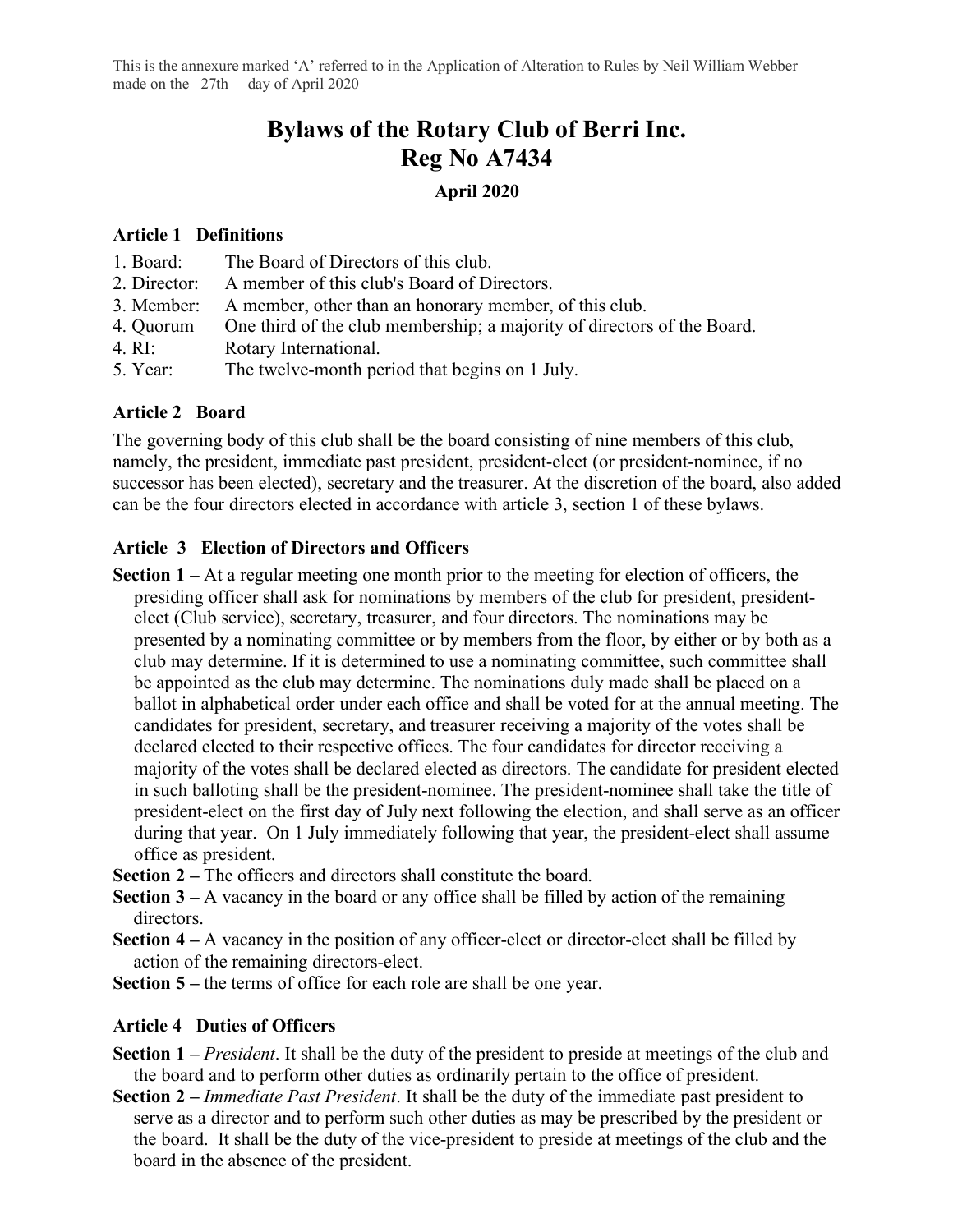This is the annexure marked 'A' referred to in the Application of Alteration to Rules by Neil William Webber made on the 27th day of April 2020

# Bylaws of the Rotary Club of Berri Inc.
# Reg No A7434

**April 2020**

### Article 1 Definitions

1. Board: The Board of Directors of this club.
2. Director: A member of this club's Board of Directors.
3. Member: A member, other than an honorary member, of this club.
4. Quorum One third of the club membership; a majority of directors of the Board.
4. RI: Rotary International.
5. Year: The twelve-month period that begins on 1 July.

### Article 2 Board

The governing body of this club shall be the board consisting of nine members of this club, namely, the president, immediate past president, president-elect (or president-nominee, if no successor has been elected), secretary and the treasurer. At the discretion of the board, also added can be the four directors elected in accordance with article 3, section 1 of these bylaws.

### Article 3 Election of Directors and Officers

**Section 1 –** At a regular meeting one month prior to the meeting for election of officers, the presiding officer shall ask for nominations by members of the club for president, president-elect (Club service), secretary, treasurer, and four directors. The nominations may be presented by a nominating committee or by members from the floor, by either or by both as a club may determine. If it is determined to use a nominating committee, such committee shall be appointed as the club may determine. The nominations duly made shall be placed on a ballot in alphabetical order under each office and shall be voted for at the annual meeting. The candidates for president, secretary, and treasurer receiving a majority of the votes shall be declared elected to their respective offices. The four candidates for director receiving a majority of the votes shall be declared elected as directors. The candidate for president elected in such balloting shall be the president-nominee. The president-nominee shall take the title of president-elect on the first day of July next following the election, and shall serve as an officer during that year. On 1 July immediately following that year, the president-elect shall assume office as president.

**Section 2 –** The officers and directors shall constitute the board.

**Section 3 –** A vacancy in the board or any office shall be filled by action of the remaining directors.

**Section 4 –** A vacancy in the position of any officer-elect or director-elect shall be filled by action of the remaining directors-elect.

**Section 5 –** the terms of office for each role are shall be one year.

### Article 4 Duties of Officers

**Section 1 –** *President*. It shall be the duty of the president to preside at meetings of the club and the board and to perform other duties as ordinarily pertain to the office of president.

**Section 2 –** *Immediate Past President*. It shall be the duty of the immediate past president to serve as a director and to perform such other duties as may be prescribed by the president or the board. It shall be the duty of the vice-president to preside at meetings of the club and the board in the absence of the president.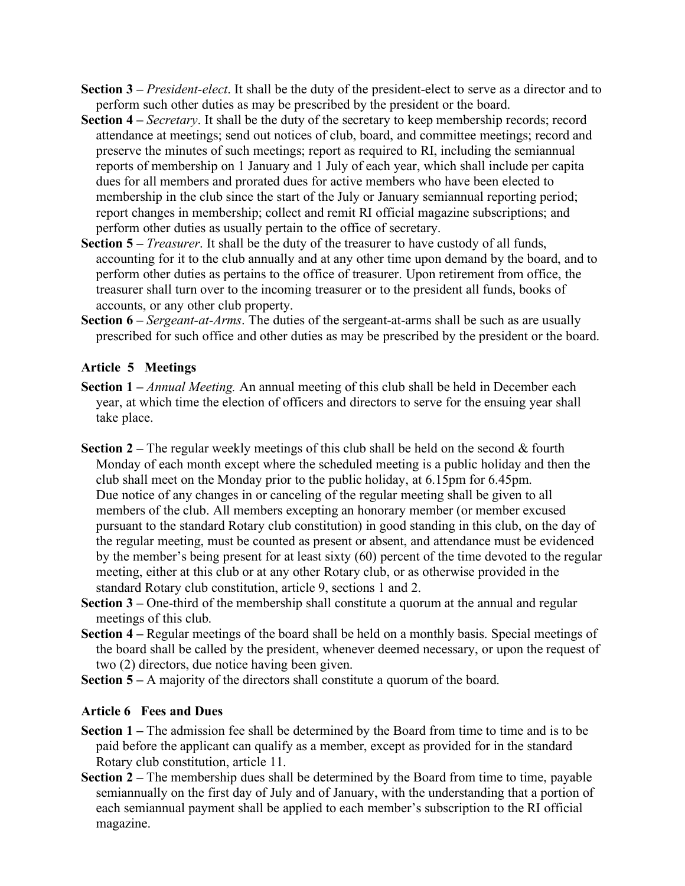**Section 3 –** *President-elect*. It shall be the duty of the president-elect to serve as a director and to perform such other duties as may be prescribed by the president or the board.

**Section 4 –** *Secretary*. It shall be the duty of the secretary to keep membership records; record attendance at meetings; send out notices of club, board, and committee meetings; record and preserve the minutes of such meetings; report as required to RI, including the semiannual reports of membership on 1 January and 1 July of each year, which shall include per capita dues for all members and prorated dues for active members who have been elected to membership in the club since the start of the July or January semiannual reporting period; report changes in membership; collect and remit RI official magazine subscriptions; and perform other duties as usually pertain to the office of secretary.

**Section 5 –** *Treasurer*. It shall be the duty of the treasurer to have custody of all funds, accounting for it to the club annually and at any other time upon demand by the board, and to perform other duties as pertains to the office of treasurer. Upon retirement from office, the treasurer shall turn over to the incoming treasurer or to the president all funds, books of accounts, or any other club property.

**Section 6 –** *Sergeant-at-Arms*. The duties of the sergeant-at-arms shall be such as are usually prescribed for such office and other duties as may be prescribed by the president or the board.

### Article 5 Meetings

**Section 1 –** *Annual Meeting.* An annual meeting of this club shall be held in December each year, at which time the election of officers and directors to serve for the ensuing year shall take place.

**Section 2 –** The regular weekly meetings of this club shall be held on the second & fourth Monday of each month except where the scheduled meeting is a public holiday and then the club shall meet on the Monday prior to the public holiday, at 6.15pm for 6.45pm. Due notice of any changes in or canceling of the regular meeting shall be given to all members of the club. All members excepting an honorary member (or member excused pursuant to the standard Rotary club constitution) in good standing in this club, on the day of the regular meeting, must be counted as present or absent, and attendance must be evidenced by the member's being present for at least sixty (60) percent of the time devoted to the regular meeting, either at this club or at any other Rotary club, or as otherwise provided in the standard Rotary club constitution, article 9, sections 1 and 2.

**Section 3 –** One-third of the membership shall constitute a quorum at the annual and regular meetings of this club.

**Section 4 –** Regular meetings of the board shall be held on a monthly basis. Special meetings of the board shall be called by the president, whenever deemed necessary, or upon the request of two (2) directors, due notice having been given.

**Section 5 –** A majority of the directors shall constitute a quorum of the board.

### Article 6 Fees and Dues

**Section 1 –** The admission fee shall be determined by the Board from time to time and is to be paid before the applicant can qualify as a member, except as provided for in the standard Rotary club constitution, article 11.

**Section 2 –** The membership dues shall be determined by the Board from time to time, payable semiannually on the first day of July and of January, with the understanding that a portion of each semiannual payment shall be applied to each member's subscription to the RI official magazine.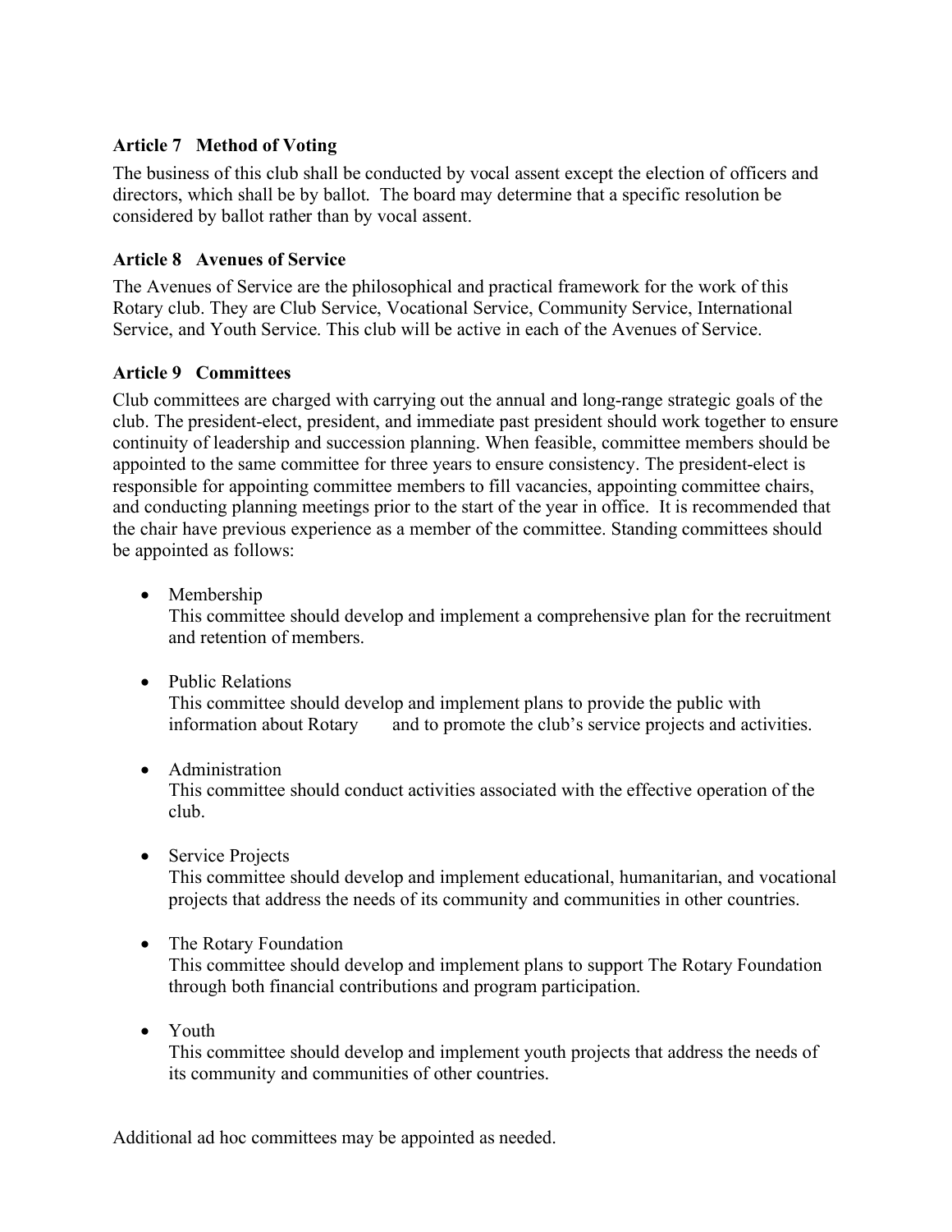## Article 7 Method of Voting

The business of this club shall be conducted by vocal assent except the election of officers and directors, which shall be by ballot. The board may determine that a specific resolution be considered by ballot rather than by vocal assent.

## Article 8 Avenues of Service

The Avenues of Service are the philosophical and practical framework for the work of this Rotary club. They are Club Service, Vocational Service, Community Service, International Service, and Youth Service. This club will be active in each of the Avenues of Service.

## Article 9 Committees

Club committees are charged with carrying out the annual and long-range strategic goals of the club. The president-elect, president, and immediate past president should work together to ensure continuity of leadership and succession planning. When feasible, committee members should be appointed to the same committee for three years to ensure consistency. The president-elect is responsible for appointing committee members to fill vacancies, appointing committee chairs, and conducting planning meetings prior to the start of the year in office. It is recommended that the chair have previous experience as a member of the committee. Standing committees should be appointed as follows:

- Membership
  This committee should develop and implement a comprehensive plan for the recruitment and retention of members.

- Public Relations
  This committee should develop and implement plans to provide the public with information about Rotary and to promote the club's service projects and activities.

- Administration
  This committee should conduct activities associated with the effective operation of the club.

- Service Projects
  This committee should develop and implement educational, humanitarian, and vocational projects that address the needs of its community and communities in other countries.

- The Rotary Foundation
  This committee should develop and implement plans to support The Rotary Foundation through both financial contributions and program participation.

- Youth
  This committee should develop and implement youth projects that address the needs of its community and communities of other countries.

Additional ad hoc committees may be appointed as needed.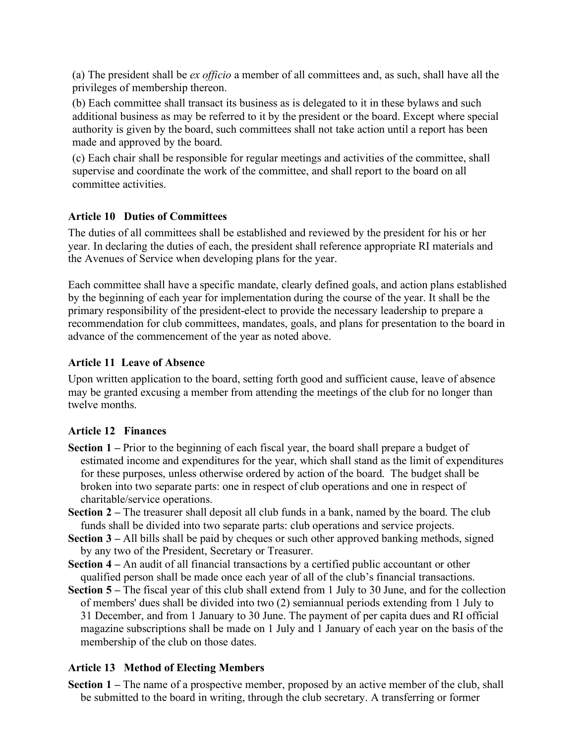(a) The president shall be *ex officio* a member of all committees and, as such, shall have all the privileges of membership thereon.

(b) Each committee shall transact its business as is delegated to it in these bylaws and such additional business as may be referred to it by the president or the board. Except where special authority is given by the board, such committees shall not take action until a report has been made and approved by the board.

(c) Each chair shall be responsible for regular meetings and activities of the committee, shall supervise and coordinate the work of the committee, and shall report to the board on all committee activities.

### Article 10 Duties of Committees

The duties of all committees shall be established and reviewed by the president for his or her year. In declaring the duties of each, the president shall reference appropriate RI materials and the Avenues of Service when developing plans for the year.

Each committee shall have a specific mandate, clearly defined goals, and action plans established by the beginning of each year for implementation during the course of the year. It shall be the primary responsibility of the president-elect to provide the necessary leadership to prepare a recommendation for club committees, mandates, goals, and plans for presentation to the board in advance of the commencement of the year as noted above.

### Article 11 Leave of Absence

Upon written application to the board, setting forth good and sufficient cause, leave of absence may be granted excusing a member from attending the meetings of the club for no longer than twelve months.

### Article 12 Finances

**Section 1 –** Prior to the beginning of each fiscal year, the board shall prepare a budget of estimated income and expenditures for the year, which shall stand as the limit of expenditures for these purposes, unless otherwise ordered by action of the board. The budget shall be broken into two separate parts: one in respect of club operations and one in respect of charitable/service operations.

**Section 2 –** The treasurer shall deposit all club funds in a bank, named by the board. The club funds shall be divided into two separate parts: club operations and service projects.

**Section 3 –** All bills shall be paid by cheques or such other approved banking methods, signed by any two of the President, Secretary or Treasurer.

**Section 4 –** An audit of all financial transactions by a certified public accountant or other qualified person shall be made once each year of all of the club's financial transactions.

**Section 5 –** The fiscal year of this club shall extend from 1 July to 30 June, and for the collection of members' dues shall be divided into two (2) semiannual periods extending from 1 July to 31 December, and from 1 January to 30 June. The payment of per capita dues and RI official magazine subscriptions shall be made on 1 July and 1 January of each year on the basis of the membership of the club on those dates.

### Article 13 Method of Electing Members

**Section 1 –** The name of a prospective member, proposed by an active member of the club, shall be submitted to the board in writing, through the club secretary. A transferring or former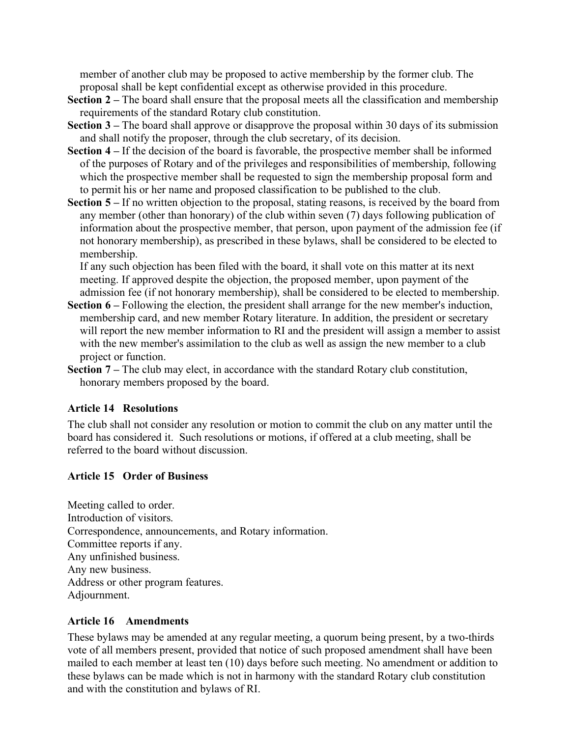member of another club may be proposed to active membership by the former club. The proposal shall be kept confidential except as otherwise provided in this procedure.

**Section 2 –** The board shall ensure that the proposal meets all the classification and membership requirements of the standard Rotary club constitution.

**Section 3 –** The board shall approve or disapprove the proposal within 30 days of its submission and shall notify the proposer, through the club secretary, of its decision.

**Section 4 –** If the decision of the board is favorable, the prospective member shall be informed of the purposes of Rotary and of the privileges and responsibilities of membership, following which the prospective member shall be requested to sign the membership proposal form and to permit his or her name and proposed classification to be published to the club.

**Section 5 –** If no written objection to the proposal, stating reasons, is received by the board from any member (other than honorary) of the club within seven (7) days following publication of information about the prospective member, that person, upon payment of the admission fee (if not honorary membership), as prescribed in these bylaws, shall be considered to be elected to membership.

If any such objection has been filed with the board, it shall vote on this matter at its next meeting. If approved despite the objection, the proposed member, upon payment of the admission fee (if not honorary membership), shall be considered to be elected to membership.

**Section 6 –** Following the election, the president shall arrange for the new member's induction, membership card, and new member Rotary literature. In addition, the president or secretary will report the new member information to RI and the president will assign a member to assist with the new member's assimilation to the club as well as assign the new member to a club project or function.

**Section 7 –** The club may elect, in accordance with the standard Rotary club constitution, honorary members proposed by the board.

### Article 14 Resolutions

The club shall not consider any resolution or motion to commit the club on any matter until the board has considered it. Such resolutions or motions, if offered at a club meeting, shall be referred to the board without discussion.

### Article 15 Order of Business

Meeting called to order.
Introduction of visitors.
Correspondence, announcements, and Rotary information.
Committee reports if any.
Any unfinished business.
Any new business.
Address or other program features.
Adjournment.

### Article 16 Amendments

These bylaws may be amended at any regular meeting, a quorum being present, by a two-thirds vote of all members present, provided that notice of such proposed amendment shall have been mailed to each member at least ten (10) days before such meeting. No amendment or addition to these bylaws can be made which is not in harmony with the standard Rotary club constitution and with the constitution and bylaws of RI.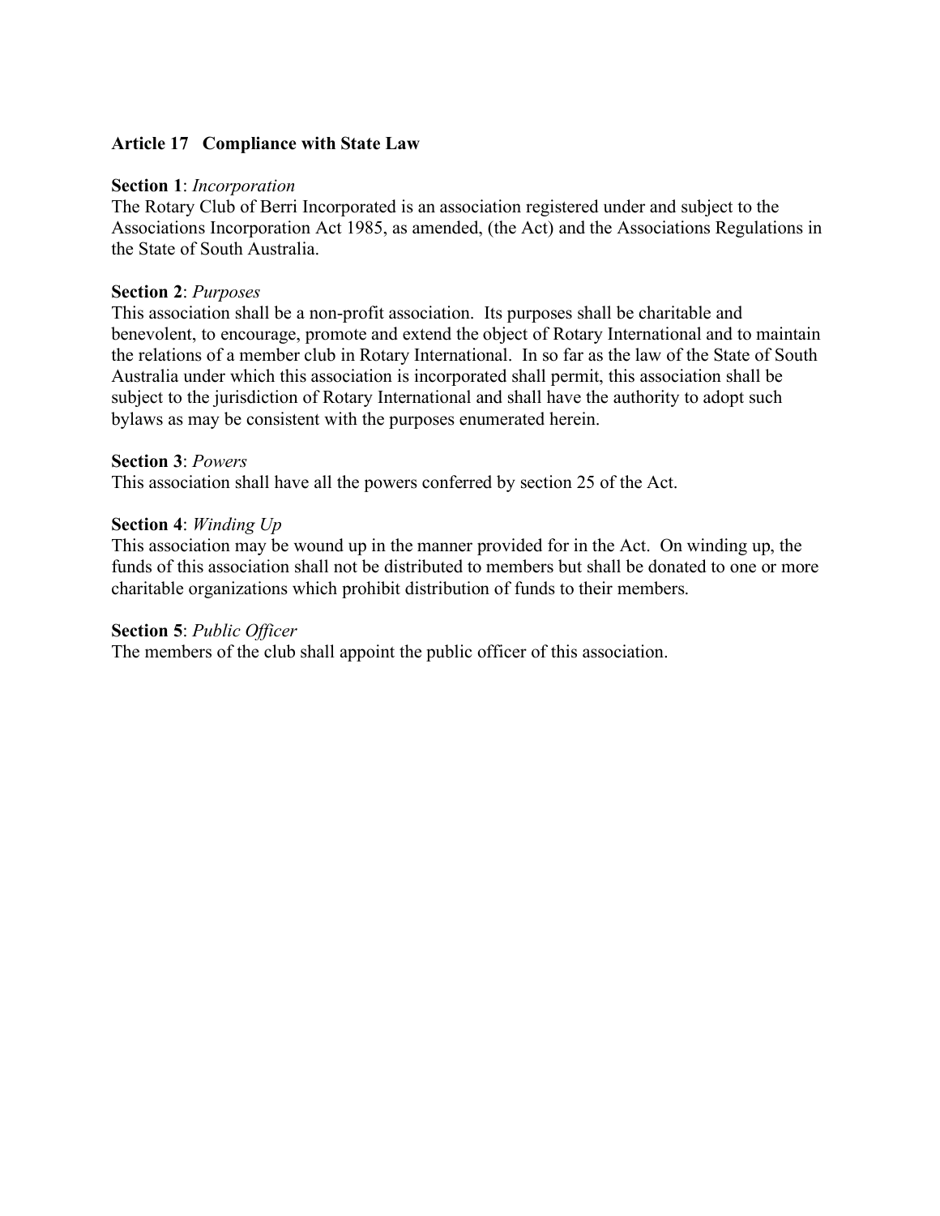## Article 17 Compliance with State Law

**Section 1**: *Incorporation*
The Rotary Club of Berri Incorporated is an association registered under and subject to the Associations Incorporation Act 1985, as amended, (the Act) and the Associations Regulations in the State of South Australia.

**Section 2**: *Purposes*
This association shall be a non-profit association. Its purposes shall be charitable and benevolent, to encourage, promote and extend the object of Rotary International and to maintain the relations of a member club in Rotary International. In so far as the law of the State of South Australia under which this association is incorporated shall permit, this association shall be subject to the jurisdiction of Rotary International and shall have the authority to adopt such bylaws as may be consistent with the purposes enumerated herein.

**Section 3**: *Powers*
This association shall have all the powers conferred by section 25 of the Act.

**Section 4**: *Winding Up*
This association may be wound up in the manner provided for in the Act. On winding up, the funds of this association shall not be distributed to members but shall be donated to one or more charitable organizations which prohibit distribution of funds to their members.

**Section 5**: *Public Officer*
The members of the club shall appoint the public officer of this association.